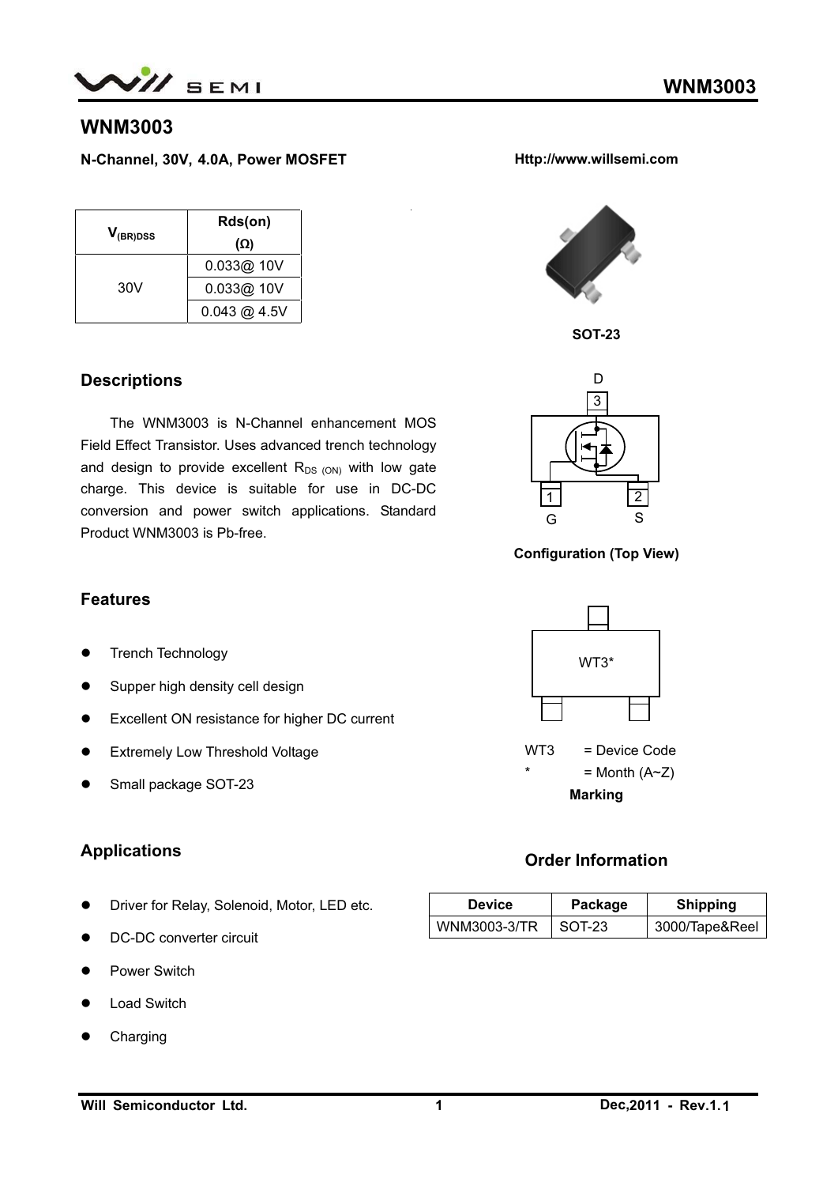# WNM3003

**N-Channel, 30V, 4.0A, Power MOSFET**

**Http://www.willsemi.com**

| $V_{(BR)DSS}$ | Rds(on) (Ω) |
|---|---|
| 30V | 0.033@ 10V |
| | 0.033@ 10V |
| | 0.043 @ 4.5V |

**SOT-23**

## Descriptions

The WNM3003 is N-Channel enhancement MOS Field Effect Transistor. Uses advanced trench technology and design to provide excellent $R_{DS\ (ON)}$ with low gate charge. This device is suitable for use in DC-DC conversion and power switch applications. Standard Product WNM3003 is Pb-free.

D
3
1 2
G S

**Configuration (Top View)**

## Features

- Trench Technology
- Supper high density cell design
- Excellent ON resistance for higher DC current
- Extremely Low Threshold Voltage
- Small package SOT-23

WT3*

WT3 = Device Code
\* = Month (A~Z)

**Marking**

## Applications

- Driver for Relay, Solenoid, Motor, LED etc.
- DC-DC converter circuit
- Power Switch
- Load Switch
- Charging

## Order Information

| Device | Package | Shipping |
|---|---|---|
| WNM3003-3/TR | SOT-23 | 3000/Tape&Reel |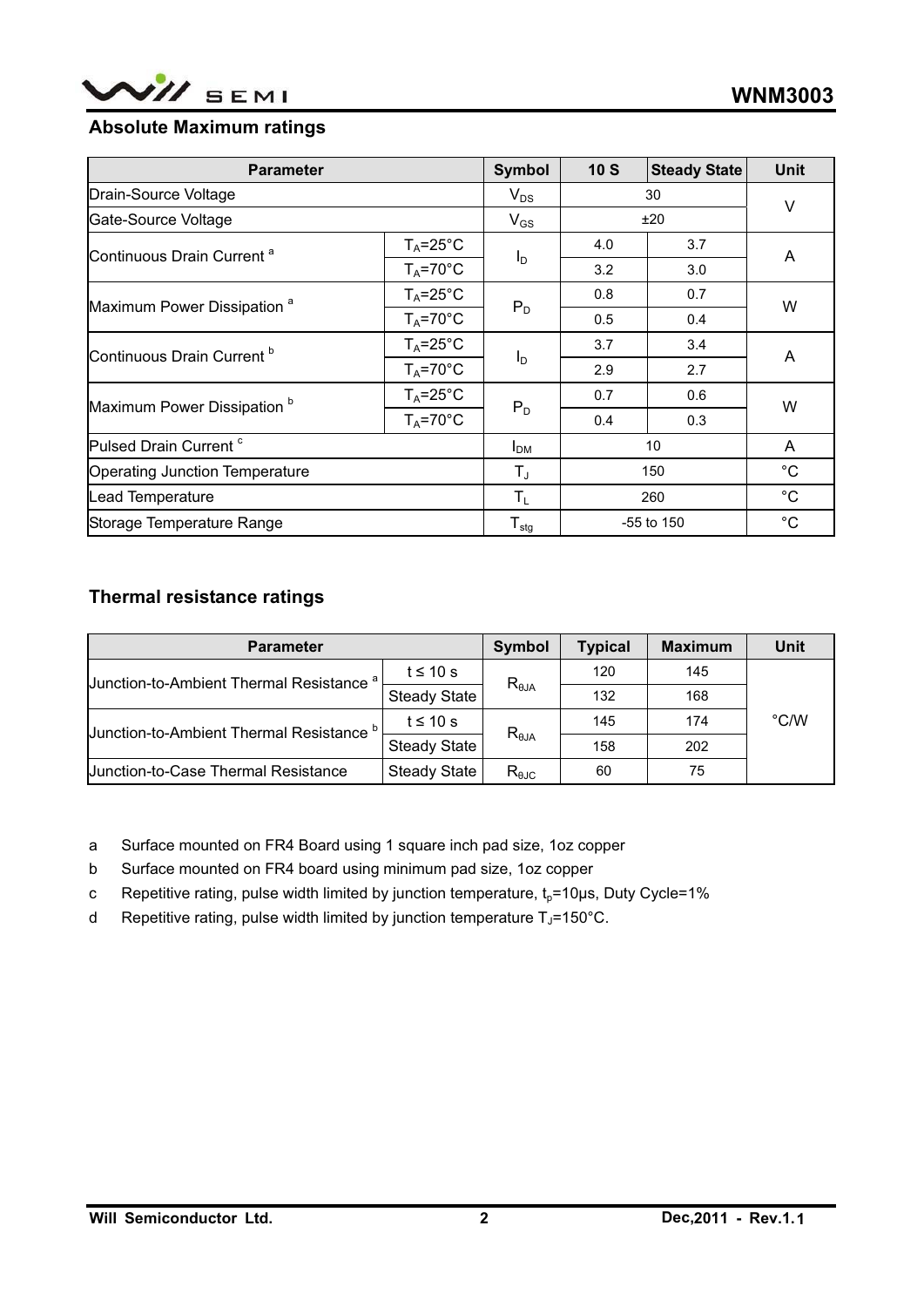## Absolute Maximum ratings

| Parameter | | Symbol | 10 S | Steady State | Unit |
|---|---|---|---|---|---|
| Drain-Source Voltage | | $V_{DS}$ | 30 | | V |
| Gate-Source Voltage | | $V_{GS}$ | ±20 | | |
| Continuous Drain Current [a] | $T_A$=25°C | $I_D$ | 4.0 | 3.7 | A |
| | $T_A$=70°C | | 3.2 | 3.0 | |
| Maximum Power Dissipation [a] | $T_A$=25°C | $P_D$ | 0.8 | 0.7 | W |
| | $T_A$=70°C | | 0.5 | 0.4 | |
| Continuous Drain Current [b] | $T_A$=25°C | $I_D$ | 3.7 | 3.4 | A |
| | $T_A$=70°C | | 2.9 | 2.7 | |
| Maximum Power Dissipation [b] | $T_A$=25°C | $P_D$ | 0.7 | 0.6 | W |
| | $T_A$=70°C | | 0.4 | 0.3 | |
| Pulsed Drain Current [c] | | $I_{DM}$ | 10 | | A |
| Operating Junction Temperature | | $T_J$ | 150 | | °C |
| Lead Temperature | | $T_L$ | 260 | | °C |
| Storage Temperature Range | | $T_{stg}$ | -55 to 150 | | °C |

## Thermal resistance ratings

| Parameter | | Symbol | Typical | Maximum | Unit |
|---|---|---|---|---|---|
| Junction-to-Ambient Thermal Resistance [a] | t ≤ 10 s | $R_{\theta JA}$ | 120 | 145 | °C/W |
| | Steady State | | 132 | 168 | |
| Junction-to-Ambient Thermal Resistance [b] | t ≤ 10 s | $R_{\theta JA}$ | 145 | 174 | |
| | Steady State | | 158 | 202 | |
| Junction-to-Case Thermal Resistance | Steady State | $R_{\theta JC}$ | 60 | 75 | |

a Surface mounted on FR4 Board using 1 square inch pad size, 1oz copper

b Surface mounted on FR4 board using minimum pad size, 1oz copper

c Repetitive rating, pulse width limited by junction temperature, $t_p$=10μs, Duty Cycle=1%

d Repetitive rating, pulse width limited by junction temperature $T_J$=150°C.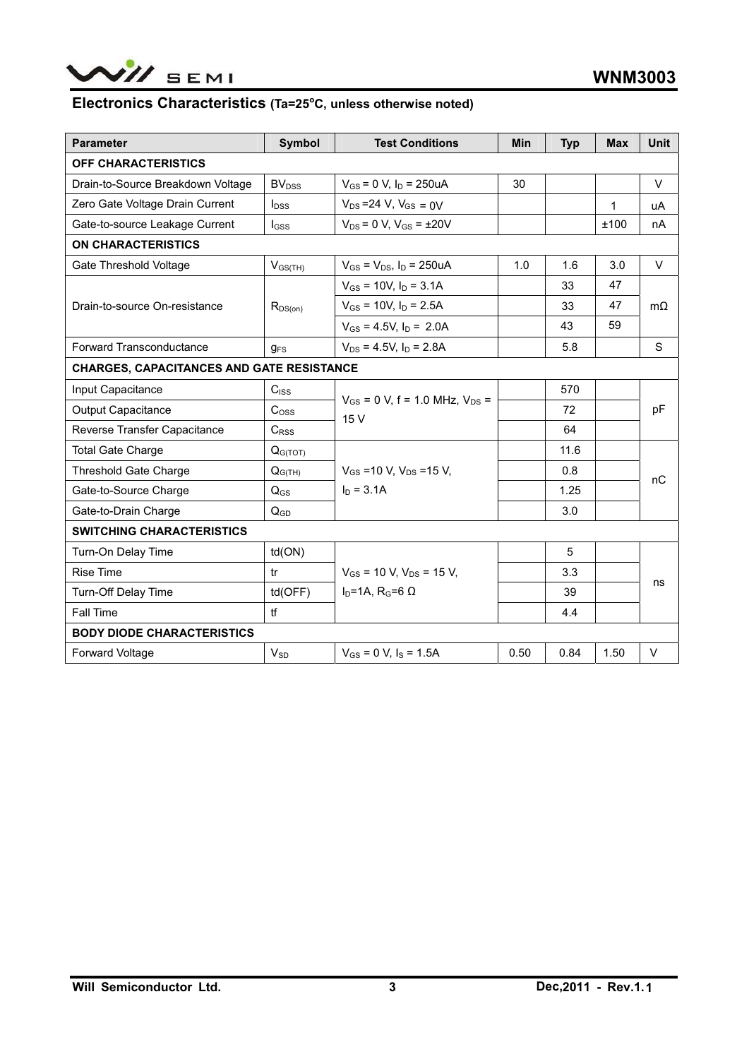## Electronics Characteristics (Ta=25°C, unless otherwise noted)

| Parameter | Symbol | Test Conditions | Min | Typ | Max | Unit |
|---|---|---|---|---|---|---|
| **OFF CHARACTERISTICS** | | | | | | |
| Drain-to-Source Breakdown Voltage | $BV_{DSS}$ | $V_{GS}$ = 0 V, $I_D$ = 250uA | 30 | | | V |
| Zero Gate Voltage Drain Current | $I_{DSS}$ | $V_{DS}$ =24 V, $V_{GS}$ = 0V | | | 1 | uA |
| Gate-to-source Leakage Current | $I_{GSS}$ | $V_{DS}$ = 0 V, $V_{GS}$ = ±20V | | | ±100 | nA |
| **ON CHARACTERISTICS** | | | | | | |
| Gate Threshold Voltage | $V_{GS(TH)}$ | $V_{GS}$ = $V_{DS}$, $I_D$ = 250uA | 1.0 | 1.6 | 3.0 | V |
| Drain-to-source On-resistance | $R_{DS(on)}$ | $V_{GS}$ = 10V, $I_D$ = 3.1A | | 33 | 47 | mΩ |
| | | $V_{GS}$ = 10V, $I_D$ = 2.5A | | 33 | 47 | |
| | | $V_{GS}$ = 4.5V, $I_D$ = 2.0A | | 43 | 59 | |
| Forward Transconductance | $g_{FS}$ | $V_{DS}$ = 4.5V, $I_D$ = 2.8A | | 5.8 | | S |
| **CHARGES, CAPACITANCES AND GATE RESISTANCE** | | | | | | |
| Input Capacitance | $C_{ISS}$ | $V_{GS}$ = 0 V, f = 1.0 MHz, $V_{DS}$ = 15 V | | 570 | | pF |
| Output Capacitance | $C_{OSS}$ | | | 72 | | |
| Reverse Transfer Capacitance | $C_{RSS}$ | | | 64 | | |
| Total Gate Charge | $Q_{G(TOT)}$ | $V_{GS}$ =10 V, $V_{DS}$ =15 V, $I_D$ = 3.1A | | 11.6 | | nC |
| Threshold Gate Charge | $Q_{G(TH)}$ | | | 0.8 | | |
| Gate-to-Source Charge | $Q_{GS}$ | | | 1.25 | | |
| Gate-to-Drain Charge | $Q_{GD}$ | | | 3.0 | | |
| **SWITCHING CHARACTERISTICS** | | | | | | |
| Turn-On Delay Time | td(ON) | $V_{GS}$ = 10 V, $V_{DS}$ = 15 V, $I_D$=1A, $R_G$=6 Ω | | 5 | | ns |
| Rise Time | tr | | | 3.3 | | |
| Turn-Off Delay Time | td(OFF) | | | 39 | | |
| Fall Time | tf | | | 4.4 | | |
| **BODY DIODE CHARACTERISTICS** | | | | | | |
| Forward Voltage | $V_{SD}$ | $V_{GS}$ = 0 V, $I_S$ = 1.5A | 0.50 | 0.84 | 1.50 | V |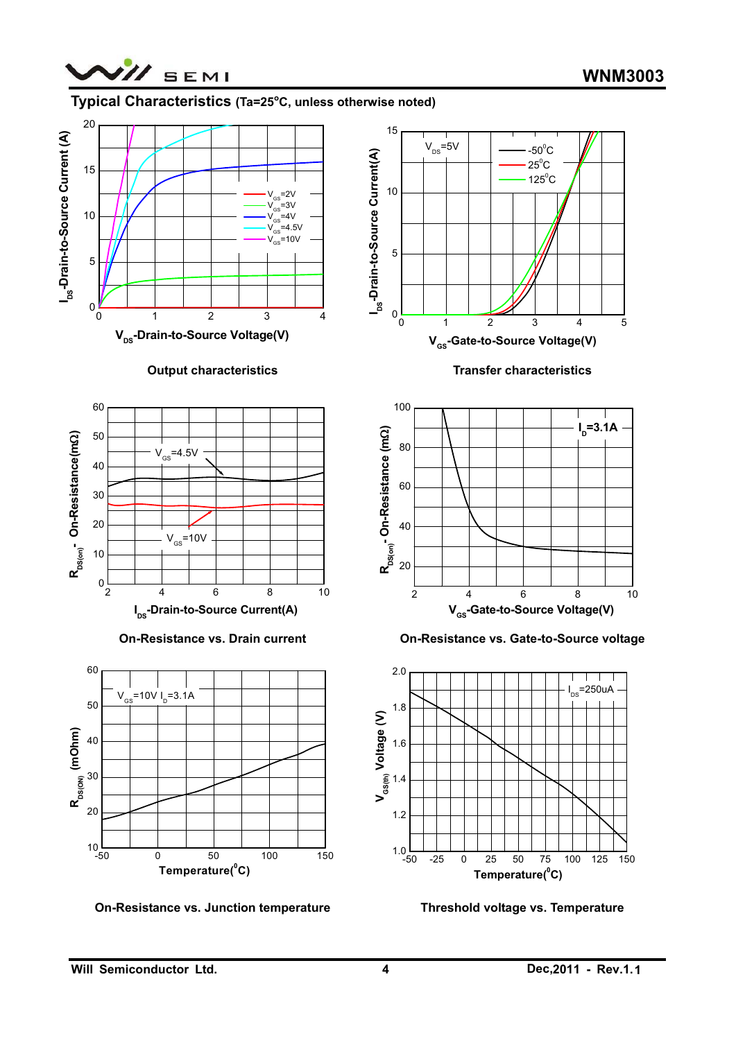## Typical Characteristics (Ta=25°C, unless otherwise noted)

Output characteristics

Transfer characteristics

On-Resistance vs. Drain current

On-Resistance vs. Gate-to-Source voltage

On-Resistance vs. Junction temperature

Threshold voltage vs. Temperature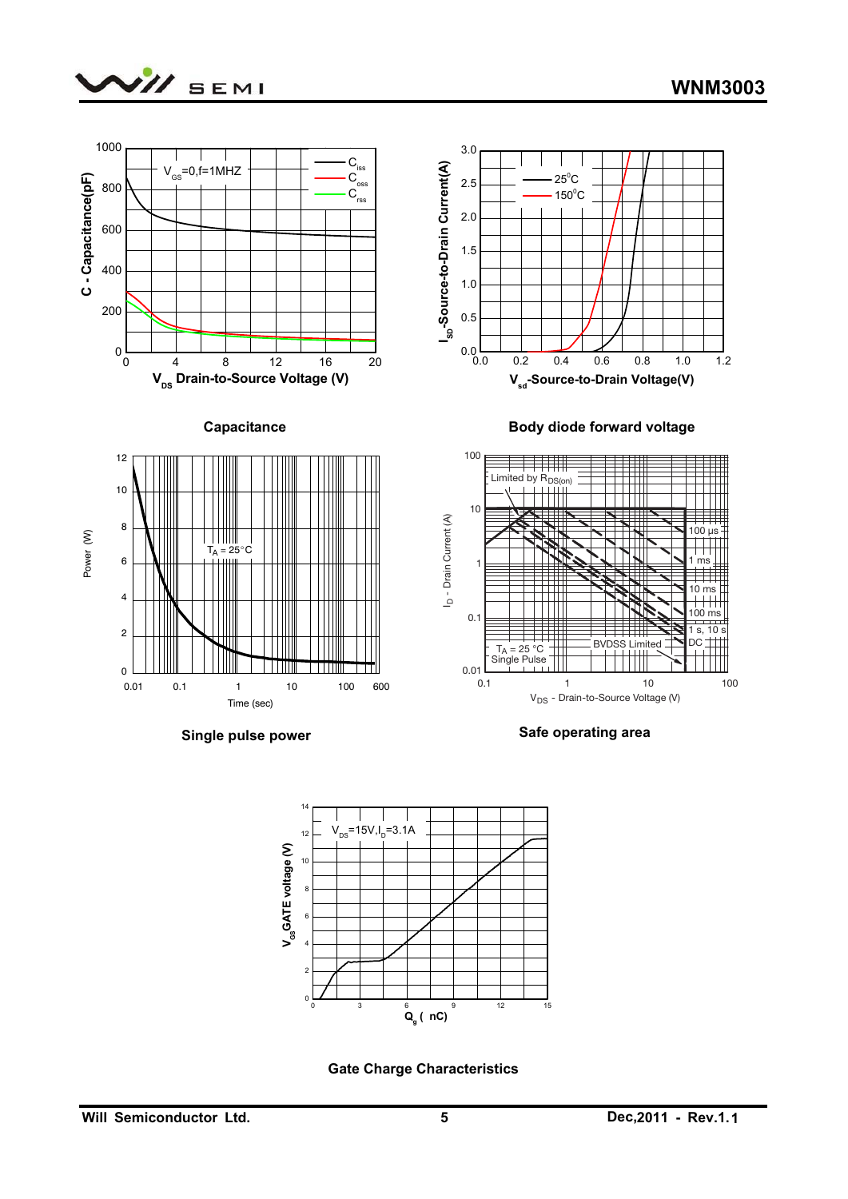**Capacitance**

**Body diode forward voltage**

**Single pulse power**

**Safe operating area**

**Gate Charge Characteristics**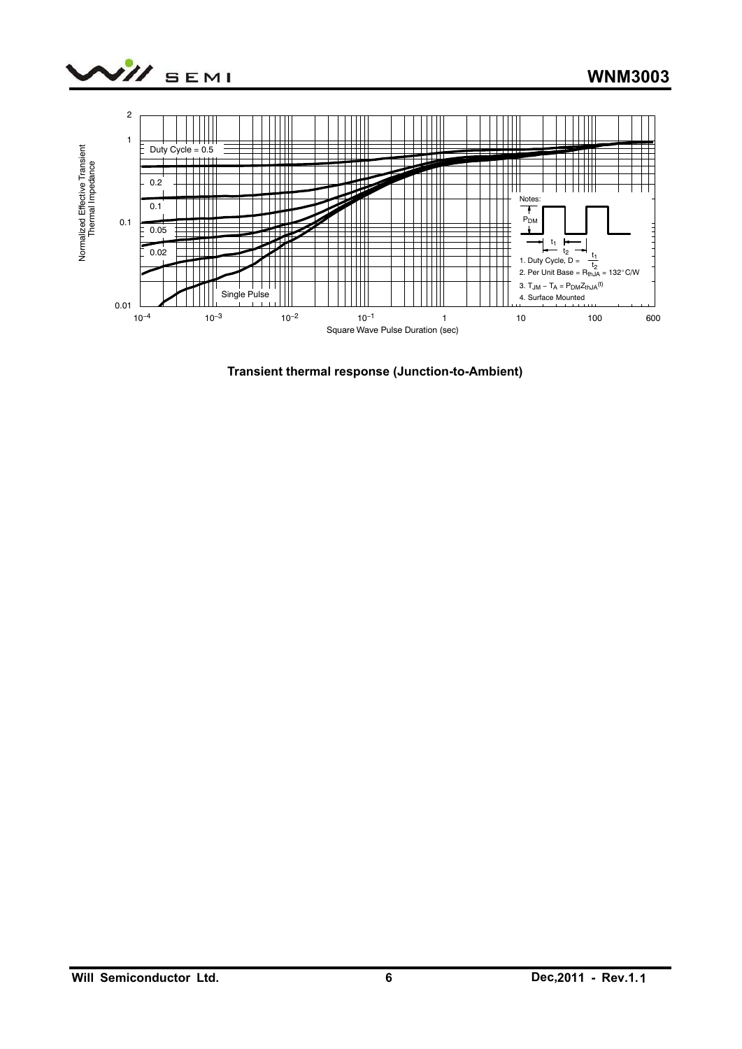Normalized Effective Transient Thermal Impedance

Duty Cycle = 0.5

0.2

0.1

0.05

0.02

Single Pulse

Notes:

$P_{DM}$

$t_1$

$t_2$

1. Duty Cycle, D = $\frac{t_1}{t_2}$
2. Per Unit Base = $R_{thJA}$ = 132°C/W
3. $T_{JM} - T_A = P_{DM}Z_{thJA}^{(t)}$
4. Surface Mounted

Square Wave Pulse Duration (sec)

**Transient thermal response (Junction-to-Ambient)**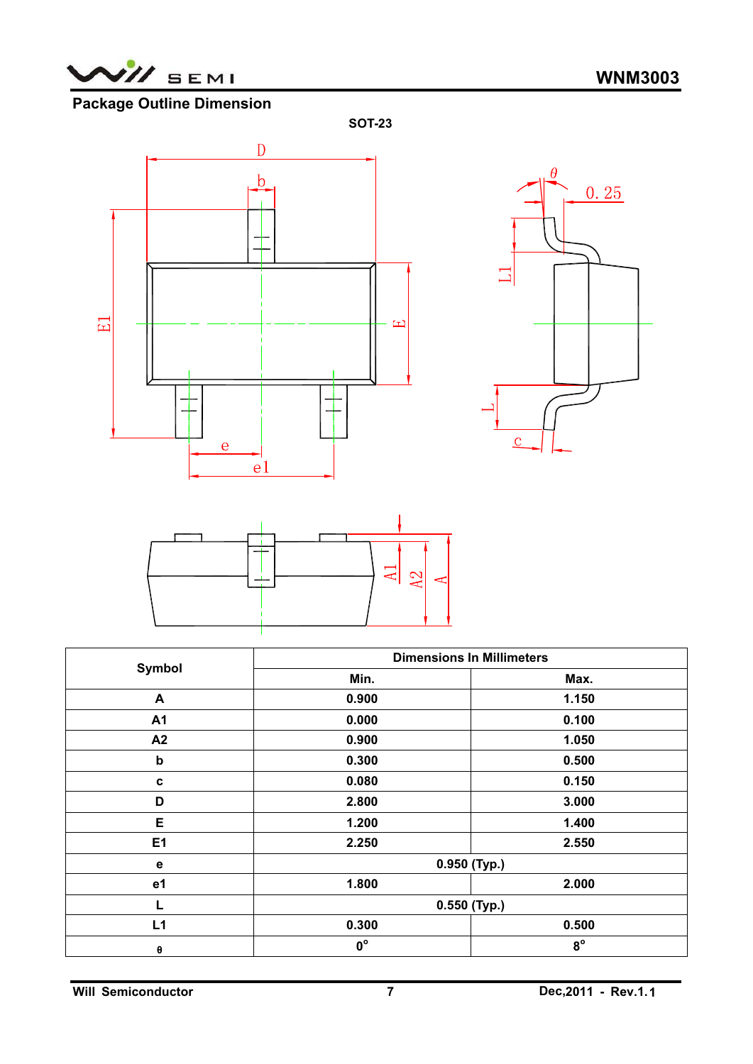## Package Outline Dimension

SOT-23

D
b
E1
E
e
e1
θ
0.25
L1
L
c
A1
A2
A

| Symbol | Dimensions In Millimeters | |
|---|---|---|
| | Min. | Max. |
| A | 0.900 | 1.150 |
| A1 | 0.000 | 0.100 |
| A2 | 0.900 | 1.050 |
| b | 0.300 | 0.500 |
| c | 0.080 | 0.150 |
| D | 2.800 | 3.000 |
| E | 1.200 | 1.400 |
| E1 | 2.250 | 2.550 |
| e | 0.950 (Typ.) | |
| e1 | 1.800 | 2.000 |
| L | 0.550 (Typ.) | |
| L1 | 0.300 | 0.500 |
| θ | 0° | 8° |